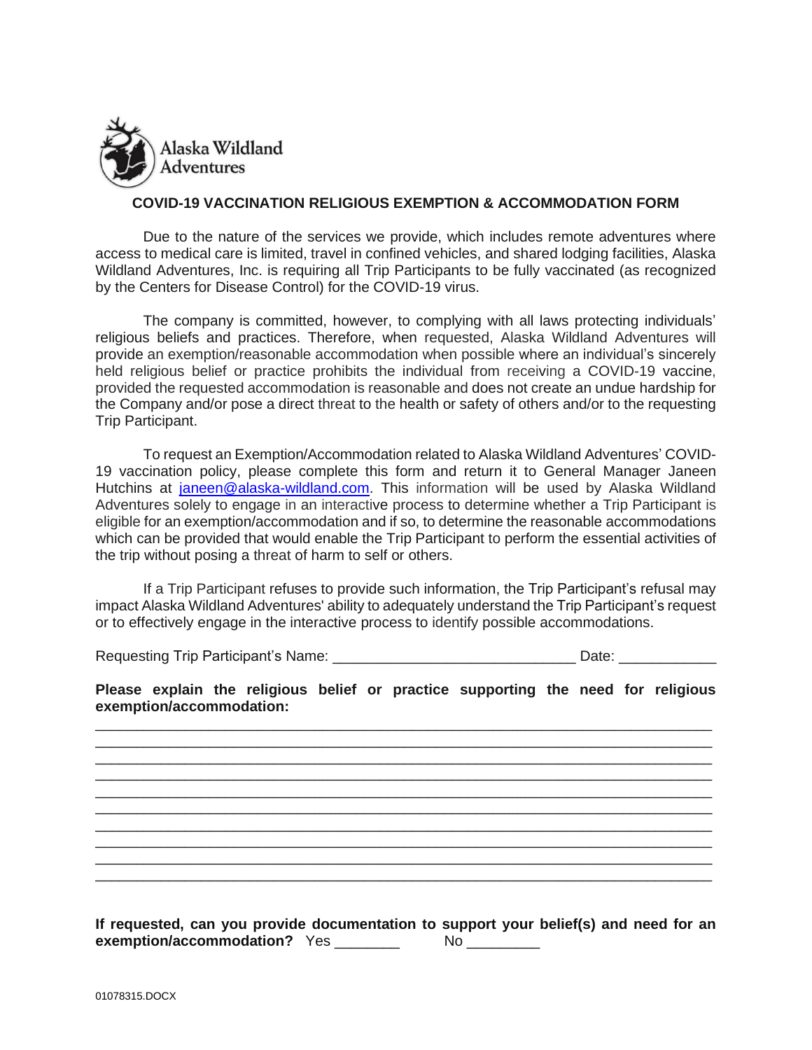Alaska Wildland Adventures

## COVID-19 VACCINATION RELIGIOUS EXEMPTION & ACCOMMODATION FORM

Due to the nature of the services we provide, which includes remote adventures where access to medical care is limited, travel in confined vehicles, and shared lodging facilities, Alaska Wildland Adventures, Inc. is requiring all Trip Participants to be fully vaccinated (as recognized by the Centers for Disease Control) for the COVID-19 virus.

The company is committed, however, to complying with all laws protecting individuals' religious beliefs and practices. Therefore, when requested, Alaska Wildland Adventures will provide an exemption/reasonable accommodation when possible where an individual's sincerely held religious belief or practice prohibits the individual from receiving a COVID-19 vaccine, provided the requested accommodation is reasonable and does not create an undue hardship for the Company and/or pose a direct threat to the health or safety of others and/or to the requesting Trip Participant.

To request an Exemption/Accommodation related to Alaska Wildland Adventures' COVID-19 vaccination policy, please complete this form and return it to General Manager Janeen Hutchins at janeen@alaska-wildland.com. This information will be used by Alaska Wildland Adventures solely to engage in an interactive process to determine whether a Trip Participant is eligible for an exemption/accommodation and if so, to determine the reasonable accommodations which can be provided that would enable the Trip Participant to perform the essential activities of the trip without posing a threat of harm to self or others.

If a Trip Participant refuses to provide such information, the Trip Participant's refusal may impact Alaska Wildland Adventures' ability to adequately understand the Trip Participant's request or to effectively engage in the interactive process to identify possible accommodations.

Requesting Trip Participant's Name: ______________________________ Date: ____________

**Please explain the religious belief or practice supporting the need for religious exemption/accommodation:**

______________________________________________________________________________
______________________________________________________________________________
______________________________________________________________________________
______________________________________________________________________________
______________________________________________________________________________
______________________________________________________________________________
______________________________________________________________________________
______________________________________________________________________________
______________________________________________________________________________
______________________________________________________________________________

**If requested, can you provide documentation to support your belief(s) and need for an exemption/accommodation?** Yes ________ No _________

01078315.DOCX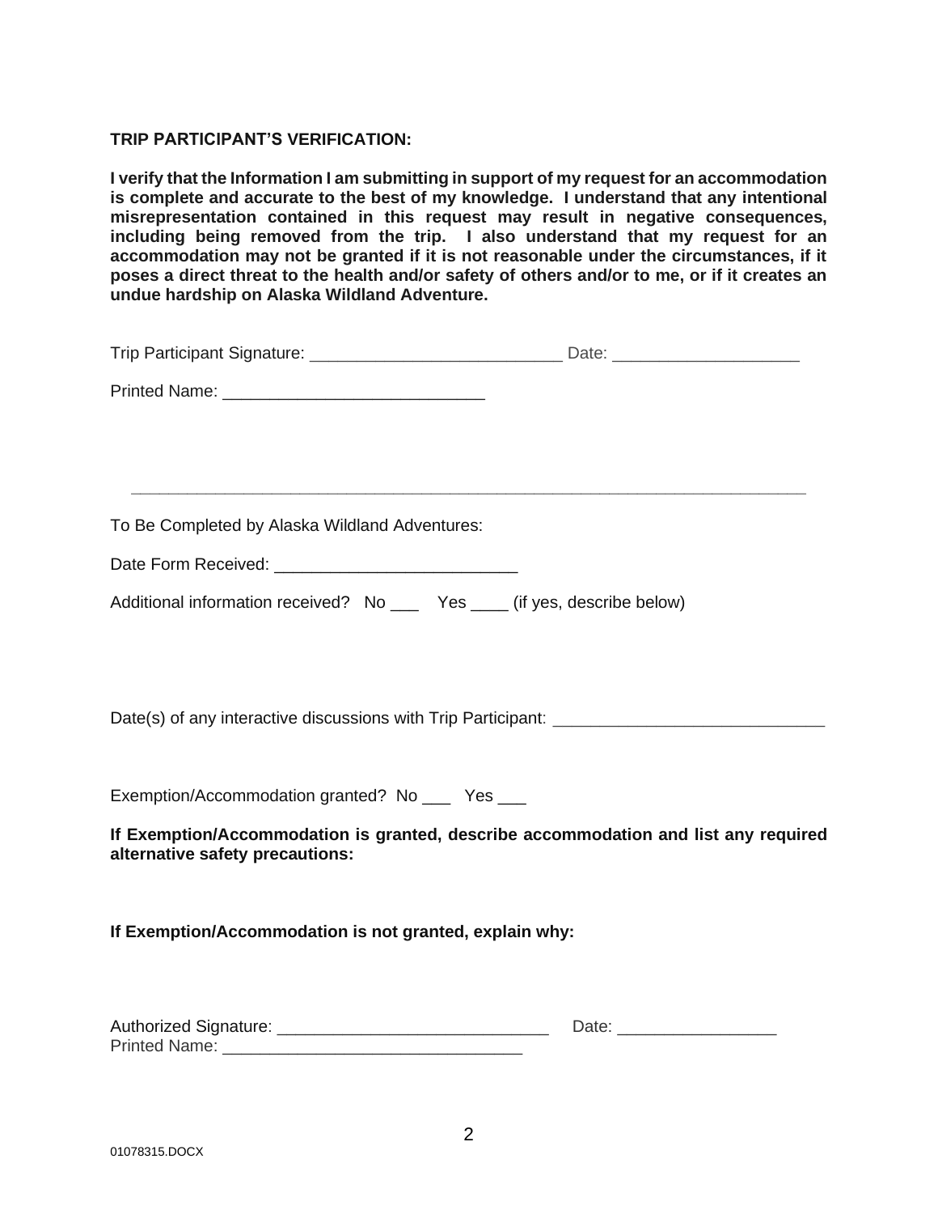**TRIP PARTICIPANT'S VERIFICATION:**

**I verify that the Information I am submitting in support of my request for an accommodation is complete and accurate to the best of my knowledge. I understand that any intentional misrepresentation contained in this request may result in negative consequences, including being removed from the trip. I also understand that my request for an accommodation may not be granted if it is not reasonable under the circumstances, if it poses a direct threat to the health and/or safety of others and/or to me, or if it creates an undue hardship on Alaska Wildland Adventure.**

Trip Participant Signature: ___________________________ Date: ____________________

Printed Name: ____________________________

---

To Be Completed by Alaska Wildland Adventures:

Date Form Received: __________________________

Additional information received? No ___ Yes ____ (if yes, describe below)

Date(s) of any interactive discussions with Trip Participant: _____________________________

Exemption/Accommodation granted? No ___ Yes ___

**If Exemption/Accommodation is granted, describe accommodation and list any required alternative safety precautions:**

**If Exemption/Accommodation is not granted, explain why:**

Authorized Signature: ______________________________ Date: _________________
Printed Name: _________________________________

01078315.DOCX